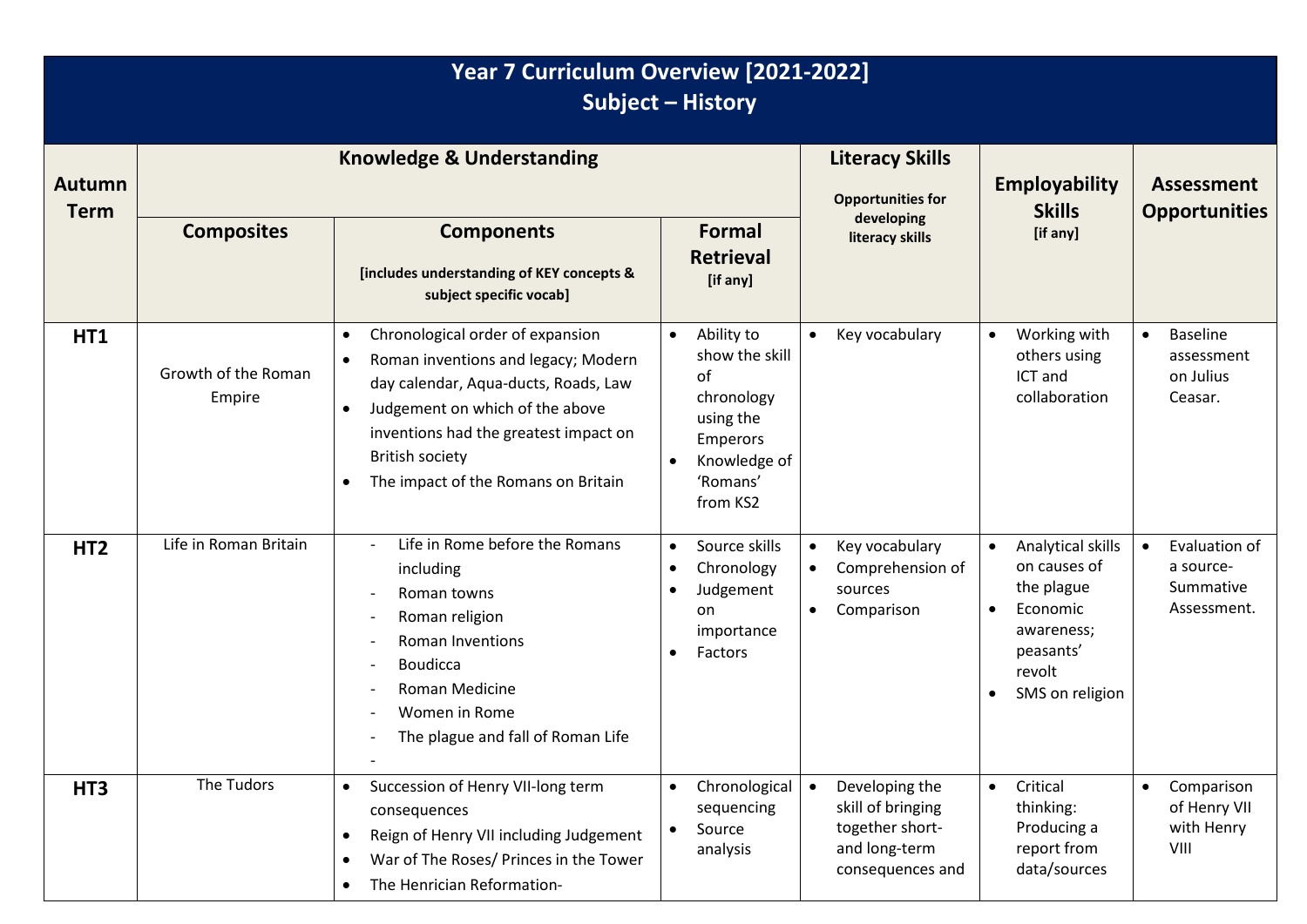# Year 7 Curriculum Overview [2021-2022]
## Subject – History

| Autumn Term | Knowledge & Understanding | | | Literacy Skills<br>Opportunities for developing literacy skills | Employability Skills<br>[if any] | Assessment Opportunities |
|---|---|---|---|---|---|---|
| | Composites | Components<br>[includes understanding of KEY concepts & subject specific vocab] | Formal Retrieval<br>[if any] | | | |
| HT1 | Growth of the Roman Empire | • Chronological order of expansion<br>• Roman inventions and legacy; Modern day calendar, Aqua-ducts, Roads, Law<br>• Judgement on which of the above inventions had the greatest impact on British society<br>• The impact of the Romans on Britain | • Ability to show the skill of chronology using the Emperors<br>• Knowledge of 'Romans' from KS2 | • Key vocabulary | • Working with others using ICT and collaboration | • Baseline assessment on Julius Ceasar. |
| HT2 | Life in Roman Britain | - Life in Rome before the Romans including<br>- Roman towns<br>- Roman religion<br>- Roman Inventions<br>- Boudicca<br>- Roman Medicine<br>- Women in Rome<br>- The plague and fall of Roman Life<br>- | • Source skills<br>• Chronology<br>• Judgement on importance<br>• Factors | • Key vocabulary<br>• Comprehension of sources<br>• Comparison | • Analytical skills on causes of the plague<br>• Economic awareness; peasants' revolt<br>• SMS on religion | • Evaluation of a source- Summative Assessment. |
| HT3 | The Tudors | • Succession of Henry VII-long term consequences<br>• Reign of Henry VII including Judgement<br>• War of The Roses/ Princes in the Tower<br>• The Henrician Reformation- | • Chronological sequencing<br>• Source analysis | • Developing the skill of bringing together short- and long-term consequences and | • Critical thinking: Producing a report from data/sources | • Comparison of Henry VII with Henry VIII |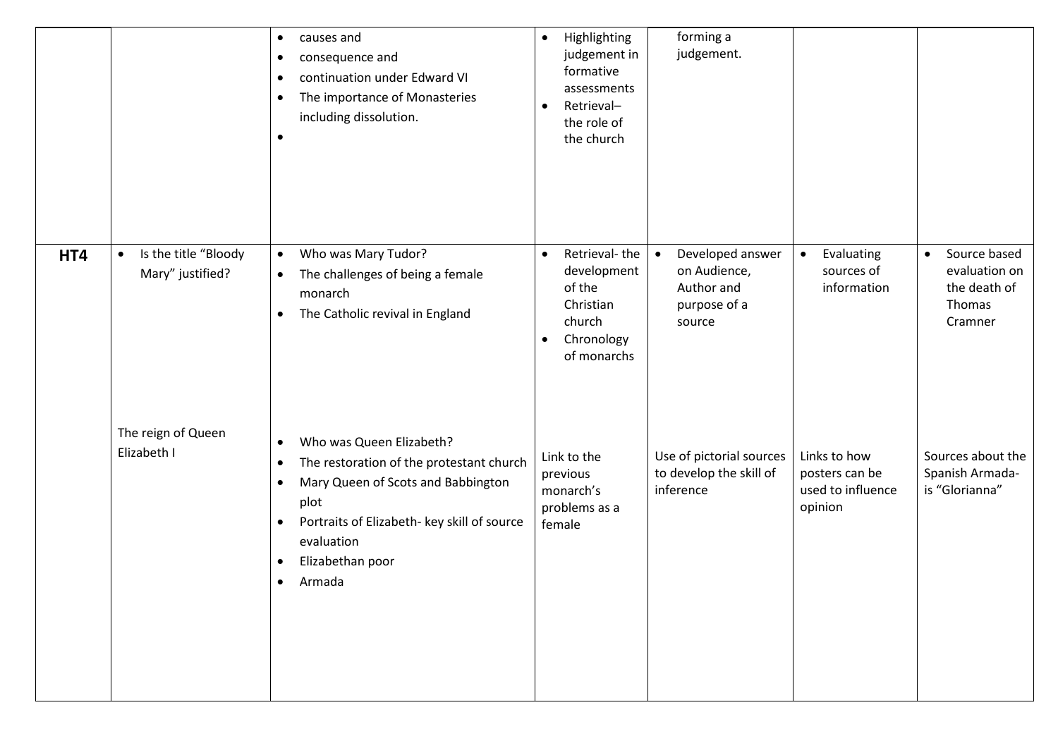| | | | | | | |
|---|---|---|---|---|---|---|
| | | • causes and<br>• consequence and<br>• continuation under Edward VI<br>• The importance of Monasteries including dissolution.<br>• | • Highlighting judgement in formative assessments<br>• Retrieval– the role of the church | forming a judgement. | | |
| **HT4** | • Is the title "Bloody Mary" justified?<br><br>The reign of Queen Elizabeth I | • Who was Mary Tudor?<br>• The challenges of being a female monarch<br>• The Catholic revival in England<br><br>• Who was Queen Elizabeth?<br>• The restoration of the protestant church<br>• Mary Queen of Scots and Babbington plot<br>• Portraits of Elizabeth- key skill of source evaluation<br>• Elizabethan poor<br>• Armada | • Retrieval- the development of the Christian church<br>• Chronology of monarchs<br><br>Link to the previous monarch's problems as a female | • Developed answer on Audience, Author and purpose of a source<br><br>Use of pictorial sources to develop the skill of inference | • Evaluating sources of information<br><br>Links to how posters can be used to influence opinion | • Source based evaluation on the death of Thomas Cramner<br><br>Sources about the Spanish Armada- is "Glorianna" |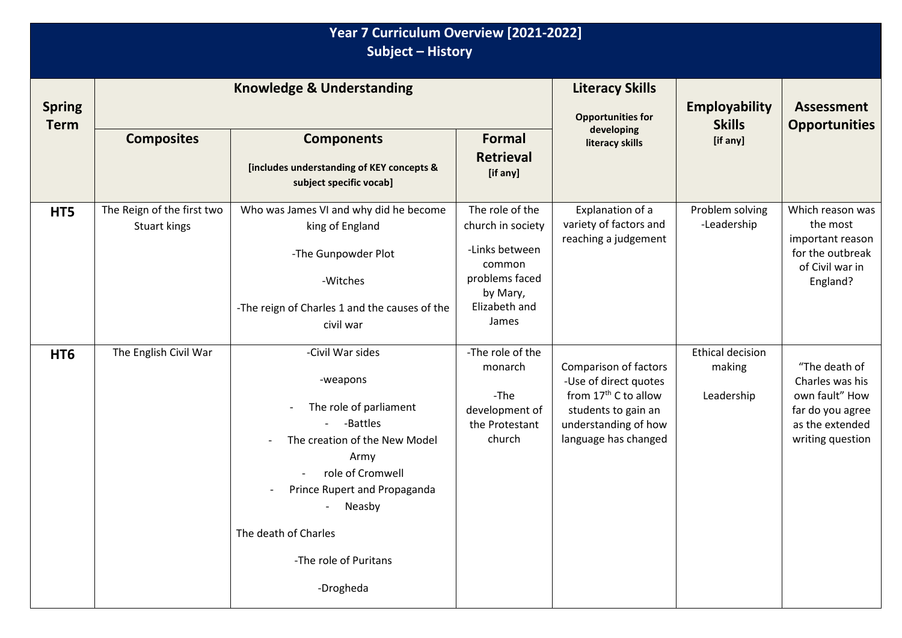# Year 7 Curriculum Overview [2021-2022]
## Subject – History

| Spring Term | Knowledge & Understanding | | | Literacy Skills<br>Opportunities for developing literacy skills | Employability Skills<br>[if any] | Assessment Opportunities |
|---|---|---|---|---|---|---|
| | Composites | Components<br>[includes understanding of KEY concepts & subject specific vocab] | Formal Retrieval<br>[if any] | | | |
| HT5 | The Reign of the first two Stuart kings | Who was James VI and why did he become king of England<br>-The Gunpowder Plot<br>-Witches<br>-The reign of Charles 1 and the causes of the civil war | The role of the church in society<br>-Links between common problems faced by Mary, Elizabeth and James | Explanation of a variety of factors and reaching a judgement | Problem solving<br>-Leadership | Which reason was the most important reason for the outbreak of Civil war in England? |
| HT6 | The English Civil War | -Civil War sides<br>-weapons<br>- The role of parliament<br>- -Battles<br>- The creation of the New Model Army<br>- role of Cromwell<br>- Prince Rupert and Propaganda<br>- Neasby<br>The death of Charles<br>-The role of Puritans<br>-Drogheda | -The role of the monarch<br>-The development of the Protestant church | Comparison of factors<br>-Use of direct quotes from 17th C to allow students to gain an understanding of how language has changed | Ethical decision making<br>Leadership | "The death of Charles was his own fault" How far do you agree as the extended writing question |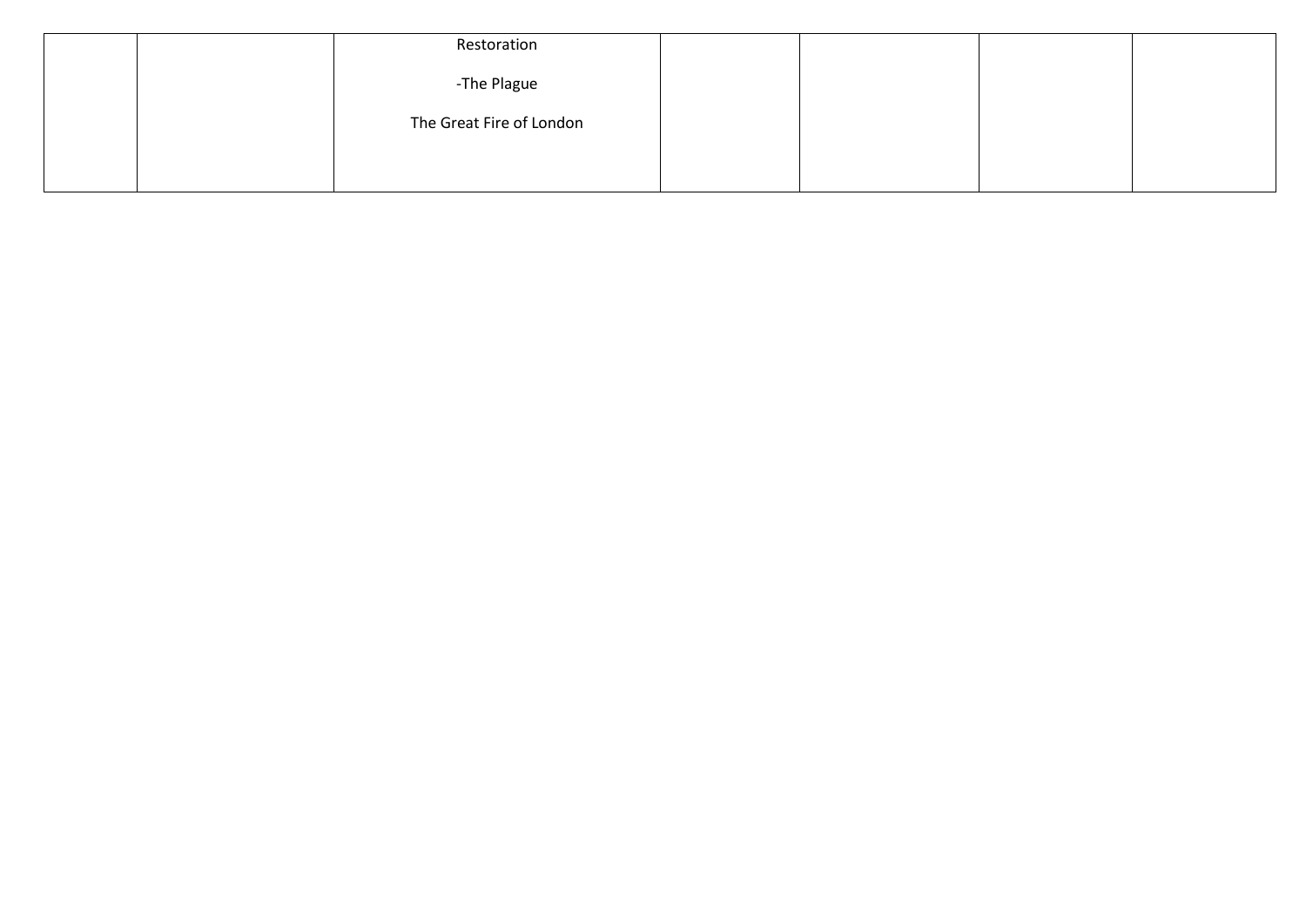| | | | | | | |
|---|---|---|---|---|---|---|
| | | Restoration<br><br>-The Plague<br><br>The Great Fire of London | | | | |